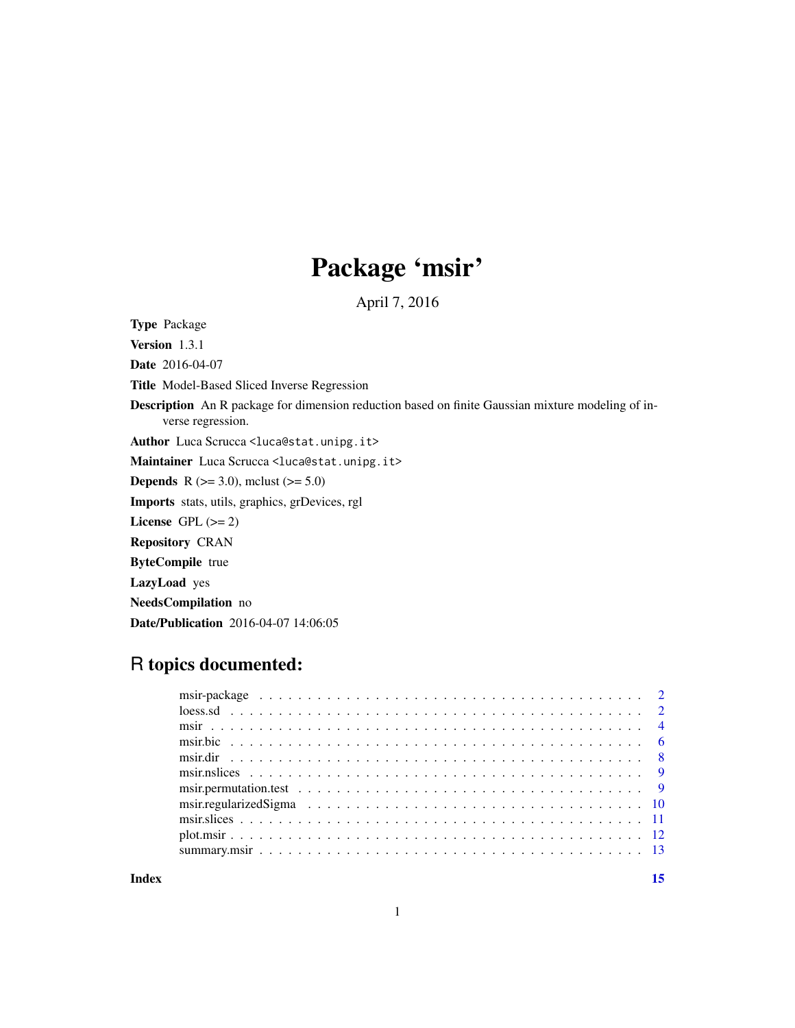# Package 'msir'

April 7, 2016

**Type** Package

**Version** 1.3.1

**Date** 2016-04-07

**Title** Model-Based Sliced Inverse Regression

**Description** An R package for dimension reduction based on finite Gaussian mixture modeling of inverse regression.

**Author** Luca Scrucca <luca@stat.unipg.it>

**Maintainer** Luca Scrucca <luca@stat.unipg.it>

**Depends** R (>= 3.0), mclust (>= 5.0)

**Imports** stats, utils, graphics, grDevices, rgl

**License** GPL (>= 2)

**Repository** CRAN

**ByteCompile** true

**LazyLoad** yes

**NeedsCompilation** no

**Date/Publication** 2016-04-07 14:06:05

## R topics documented:

- msir-package . . . . . . . . . . . . . . . . . . . . . . . . . . . . . . . . . . . . . . . . 2
- loess.sd . . . . . . . . . . . . . . . . . . . . . . . . . . . . . . . . . . . . . . . . 2
- msir . . . . . . . . . . . . . . . . . . . . . . . . . . . . . . . . . . . . . . . . 4
- msir.bic . . . . . . . . . . . . . . . . . . . . . . . . . . . . . . . . . . . . . . . . 6
- msir.dir . . . . . . . . . . . . . . . . . . . . . . . . . . . . . . . . . . . . . . . . 8
- msir.nslices . . . . . . . . . . . . . . . . . . . . . . . . . . . . . . . . . . . . . . . . 9
- msir.permutation.test . . . . . . . . . . . . . . . . . . . . . . . . . . . . . . . . . . . . . . . . 9
- msir.regularizedSigma . . . . . . . . . . . . . . . . . . . . . . . . . . . . . . . . . . . . . . . . 10
- msir.slices . . . . . . . . . . . . . . . . . . . . . . . . . . . . . . . . . . . . . . . . 11
- plot.msir . . . . . . . . . . . . . . . . . . . . . . . . . . . . . . . . . . . . . . . . 12
- summary.msir . . . . . . . . . . . . . . . . . . . . . . . . . . . . . . . . . . . . . . . . 13

**Index** 15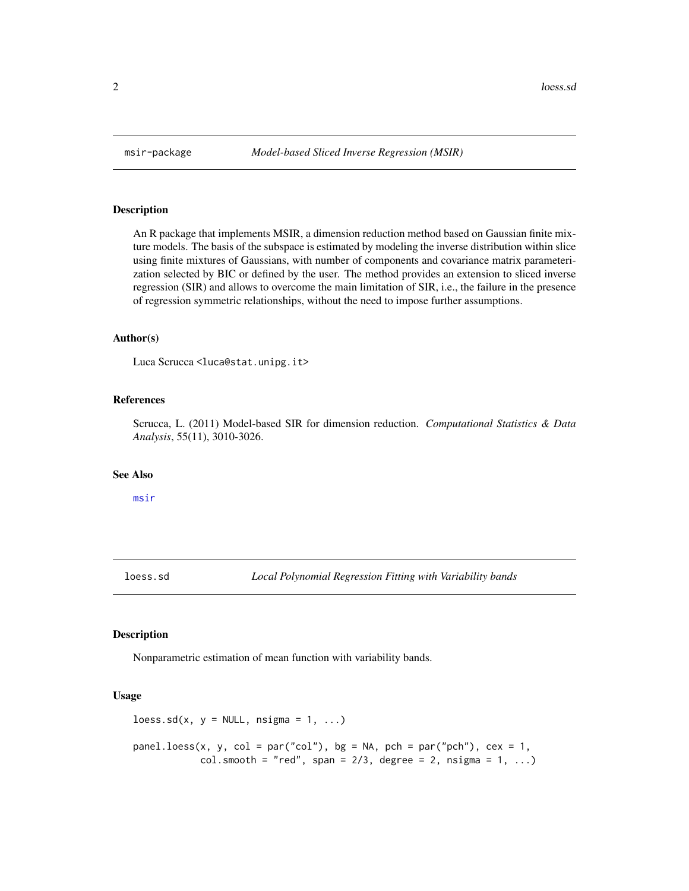## msir-package — *Model-based Sliced Inverse Regression (MSIR)*

### Description

An R package that implements MSIR, a dimension reduction method based on Gaussian finite mixture models. The basis of the subspace is estimated by modeling the inverse distribution within slice using finite mixtures of Gaussians, with number of components and covariance matrix parameterization selected by BIC or defined by the user. The method provides an extension to sliced inverse regression (SIR) and allows to overcome the main limitation of SIR, i.e., the failure in the presence of regression symmetric relationships, without the need to impose further assumptions.

### Author(s)

Luca Scrucca <luca@stat.unipg.it>

### References

Scrucca, L. (2011) Model-based SIR for dimension reduction. *Computational Statistics & Data Analysis*, 55(11), 3010-3026.

### See Also

msir

## loess.sd — *Local Polynomial Regression Fitting with Variability bands*

### Description

Nonparametric estimation of mean function with variability bands.

### Usage

```
loess.sd(x, y = NULL, nsigma = 1, ...)

panel.loess(x, y, col = par("col"), bg = NA, pch = par("pch"), cex = 1,
            col.smooth = "red", span = 2/3, degree = 2, nsigma = 1, ...)
```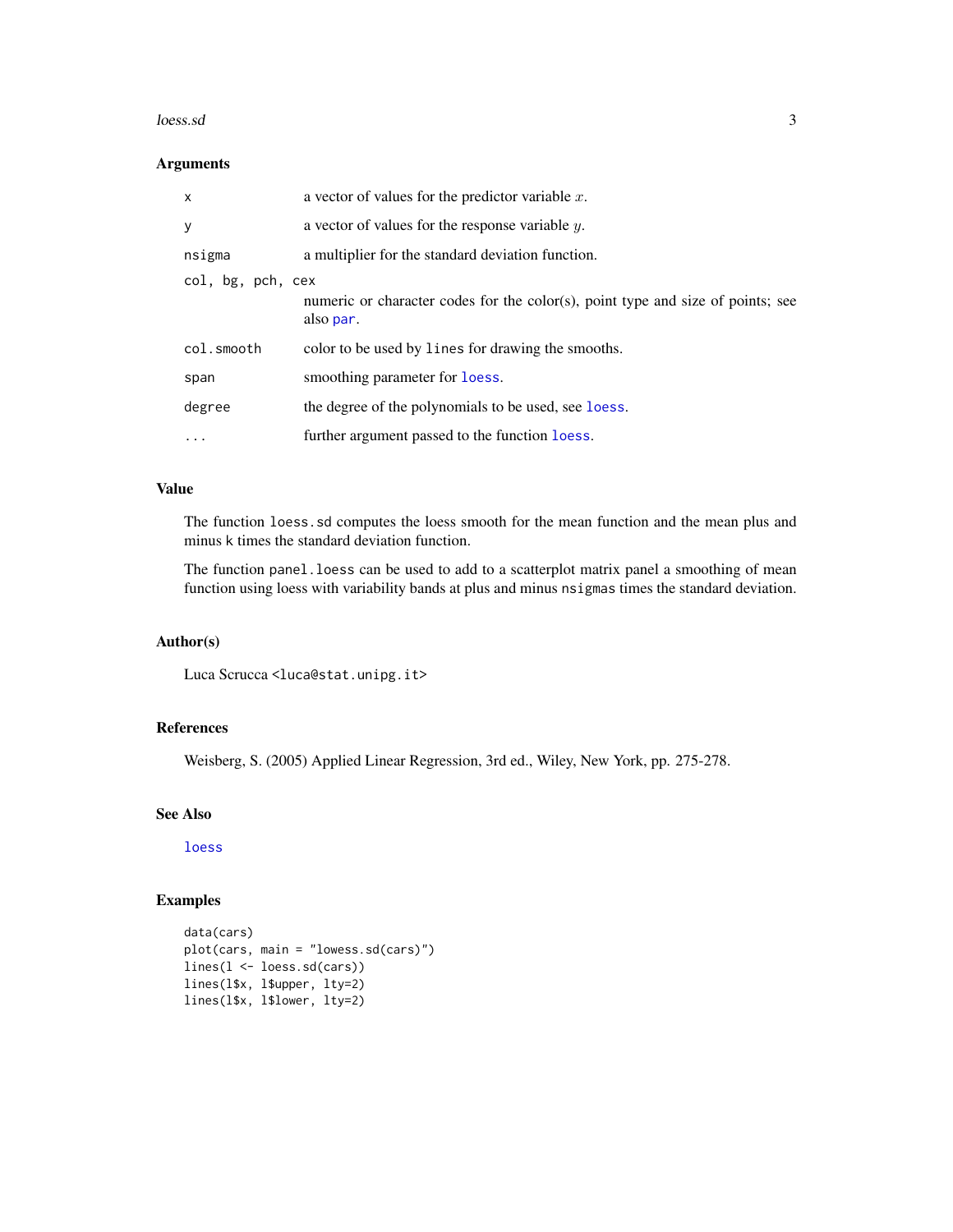### Arguments

| | |
|---|---|
| `x` | a vector of values for the predictor variable $x$. |
| `y` | a vector of values for the response variable $y$. |
| `nsigma` | a multiplier for the standard deviation function. |
| `col, bg, pch, cex` | numeric or character codes for the color(s), point type and size of points; see also `par`. |
| `col.smooth` | color to be used by `lines` for drawing the smooths. |
| `span` | smoothing parameter for `loess`. |
| `degree` | the degree of the polynomials to be used, see `loess`. |
| `...` | further argument passed to the function `loess`. |

### Value

The function `loess.sd` computes the loess smooth for the mean function and the mean plus and minus `k` times the standard deviation function.

The function `panel.loess` can be used to add to a scatterplot matrix panel a smoothing of mean function using loess with variability bands at plus and minus `nsigmas` times the standard deviation.

### Author(s)

Luca Scrucca `<luca@stat.unipg.it>`

### References

Weisberg, S. (2005) Applied Linear Regression, 3rd ed., Wiley, New York, pp. 275-278.

### See Also

`loess`

### Examples

```
data(cars)
plot(cars, main = "lowess.sd(cars)")
lines(l <- loess.sd(cars))
lines(l$x, l$upper, lty=2)
lines(l$x, l$lower, lty=2)
```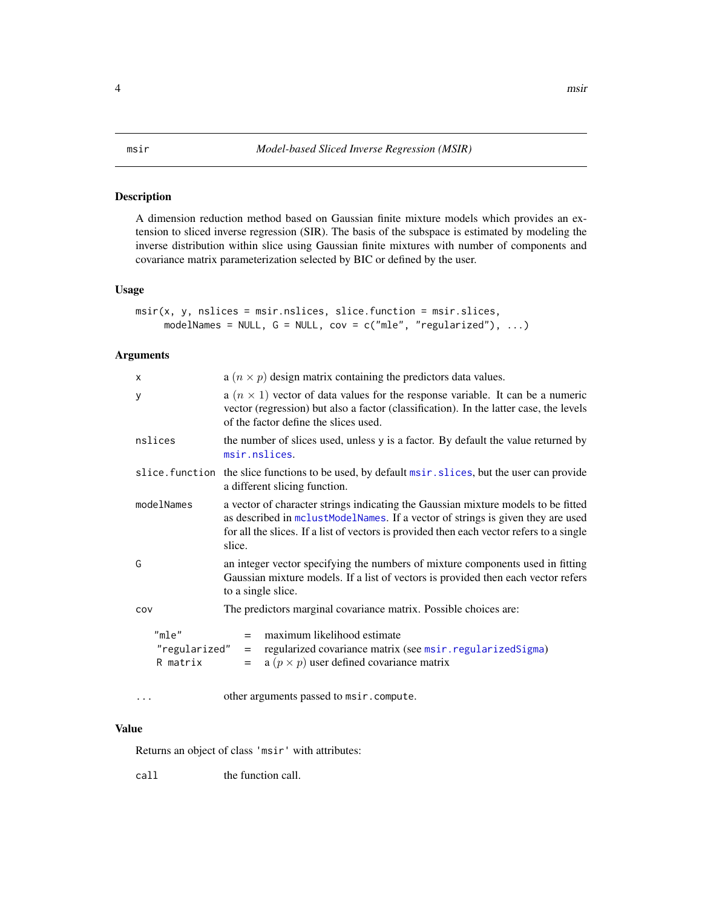## msir — *Model-based Sliced Inverse Regression (MSIR)*

### Description

A dimension reduction method based on Gaussian finite mixture models which provides an extension to sliced inverse regression (SIR). The basis of the subspace is estimated by modeling the inverse distribution within slice using Gaussian finite mixtures with number of components and covariance matrix parameterization selected by BIC or defined by the user.

### Usage

```
msir(x, y, nslices = msir.nslices, slice.function = msir.slices,
     modelNames = NULL, G = NULL, cov = c("mle", "regularized"), ...)
```

### Arguments

| | |
|---|---|
| `x` | a $(n \times p)$ design matrix containing the predictors data values. |
| `y` | a $(n \times 1)$ vector of data values for the response variable. It can be a numeric vector (regression) but also a factor (classification). In the latter case, the levels of the factor define the slices used. |
| `nslices` | the number of slices used, unless y is a factor. By default the value returned by `msir.nslices`. |
| `slice.function` | the slice functions to be used, by default `msir.slices`, but the user can provide a different slicing function. |
| `modelNames` | a vector of character strings indicating the Gaussian mixture models to be fitted as described in `mclustModelNames`. If a vector of strings is given they are used for all the slices. If a list of vectors is provided then each vector refers to a single slice. |
| `G` | an integer vector specifying the numbers of mixture components used in fitting Gaussian mixture models. If a list of vectors is provided then each vector refers to a single slice. |
| `cov` | The predictors marginal covariance matrix. Possible choices are: |

| | | |
|---|---|---|
| `"mle"` | = | maximum likelihood estimate |
| `"regularized"` | = | regularized covariance matrix (see `msir.regularizedSigma`) |
| `R matrix` | = | a $(p \times p)$ user defined covariance matrix |

| | |
|---|---|
| `...` | other arguments passed to `msir.compute`. |

### Value

Returns an object of class `'msir'` with attributes:

| | |
|---|---|
| `call` | the function call. |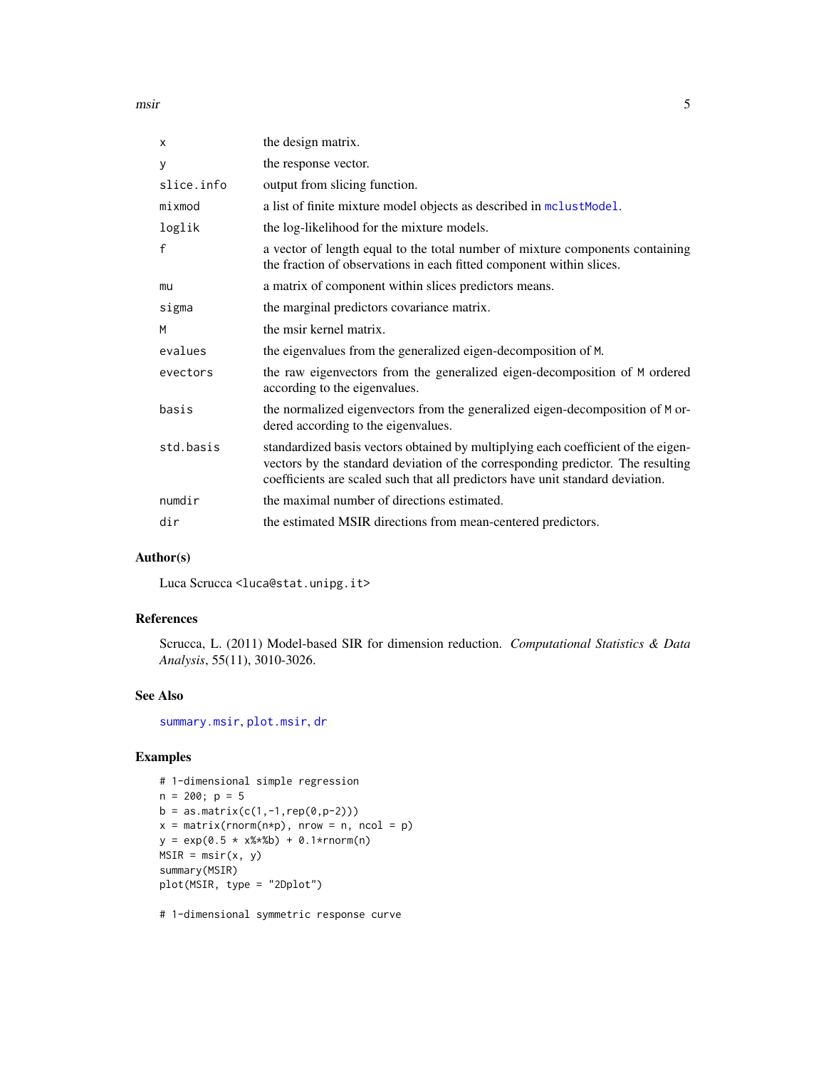| | |
|---|---|
| x | the design matrix. |
| y | the response vector. |
| slice.info | output from slicing function. |
| mixmod | a list of finite mixture model objects as described in mclustModel. |
| loglik | the log-likelihood for the mixture models. |
| f | a vector of length equal to the total number of mixture components containing the fraction of observations in each fitted component within slices. |
| mu | a matrix of component within slices predictors means. |
| sigma | the marginal predictors covariance matrix. |
| M | the msir kernel matrix. |
| evalues | the eigenvalues from the generalized eigen-decomposition of M. |
| evectors | the raw eigenvectors from the generalized eigen-decomposition of M ordered according to the eigenvalues. |
| basis | the normalized eigenvectors from the generalized eigen-decomposition of M ordered according to the eigenvalues. |
| std.basis | standardized basis vectors obtained by multiplying each coefficient of the eigenvectors by the standard deviation of the corresponding predictor. The resulting coefficients are scaled such that all predictors have unit standard deviation. |
| numdir | the maximal number of directions estimated. |
| dir | the estimated MSIR directions from mean-centered predictors. |

### Author(s)

Luca Scrucca <luca@stat.unipg.it>

### References

Scrucca, L. (2011) Model-based SIR for dimension reduction. *Computational Statistics & Data Analysis*, 55(11), 3010-3026.

### See Also

summary.msir, plot.msir, dr

### Examples

```
# 1-dimensional simple regression
n = 200; p = 5
b = as.matrix(c(1,-1,rep(0,p-2)))
x = matrix(rnorm(n*p), nrow = n, ncol = p)
y = exp(0.5 * x%*%b) + 0.1*rnorm(n)
MSIR = msir(x, y)
summary(MSIR)
plot(MSIR, type = "2Dplot")

# 1-dimensional symmetric response curve
```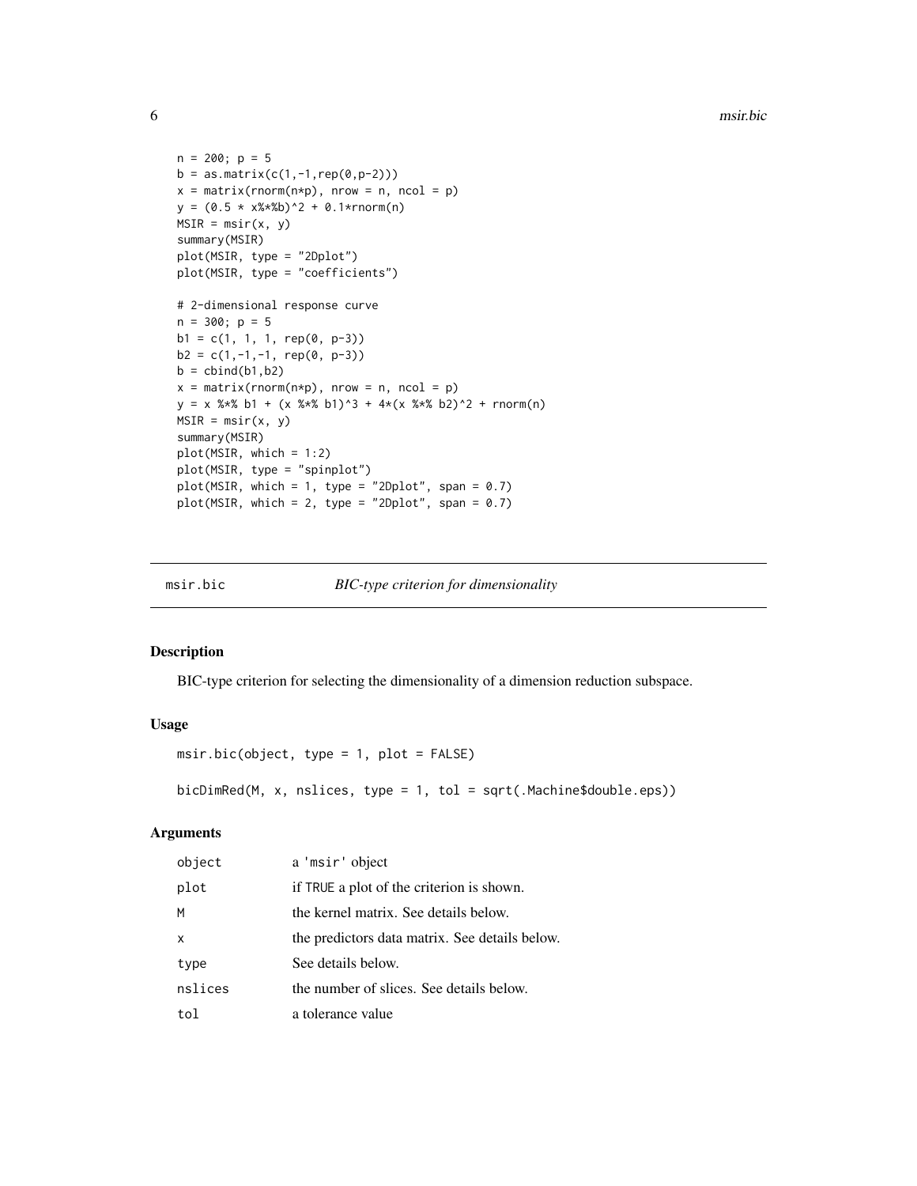```
n = 200; p = 5
b = as.matrix(c(1,-1,rep(0,p-2)))
x = matrix(rnorm(n*p), nrow = n, ncol = p)
y = (0.5 * x%*%b)^2 + 0.1*rnorm(n)
MSIR = msir(x, y)
summary(MSIR)
plot(MSIR, type = "2Dplot")
plot(MSIR, type = "coefficients")

# 2-dimensional response curve
n = 300; p = 5
b1 = c(1, 1, 1, rep(0, p-3))
b2 = c(1,-1,-1, rep(0, p-3))
b = cbind(b1,b2)
x = matrix(rnorm(n*p), nrow = n, ncol = p)
y = x %*% b1 + (x %*% b1)^3 + 4*(x %*% b2)^2 + rnorm(n)
MSIR = msir(x, y)
summary(MSIR)
plot(MSIR, which = 1:2)
plot(MSIR, type = "spinplot")
plot(MSIR, which = 1, type = "2Dplot", span = 0.7)
plot(MSIR, which = 2, type = "2Dplot", span = 0.7)
```

## msir.bic — *BIC-type criterion for dimensionality*

### Description

BIC-type criterion for selecting the dimensionality of a dimension reduction subspace.

### Usage

```
msir.bic(object, type = 1, plot = FALSE)

bicDimRed(M, x, nslices, type = 1, tol = sqrt(.Machine$double.eps))
```

### Arguments

| | |
|---|---|
| object | a 'msir' object |
| plot | if TRUE a plot of the criterion is shown. |
| M | the kernel matrix. See details below. |
| x | the predictors data matrix. See details below. |
| type | See details below. |
| nslices | the number of slices. See details below. |
| tol | a tolerance value |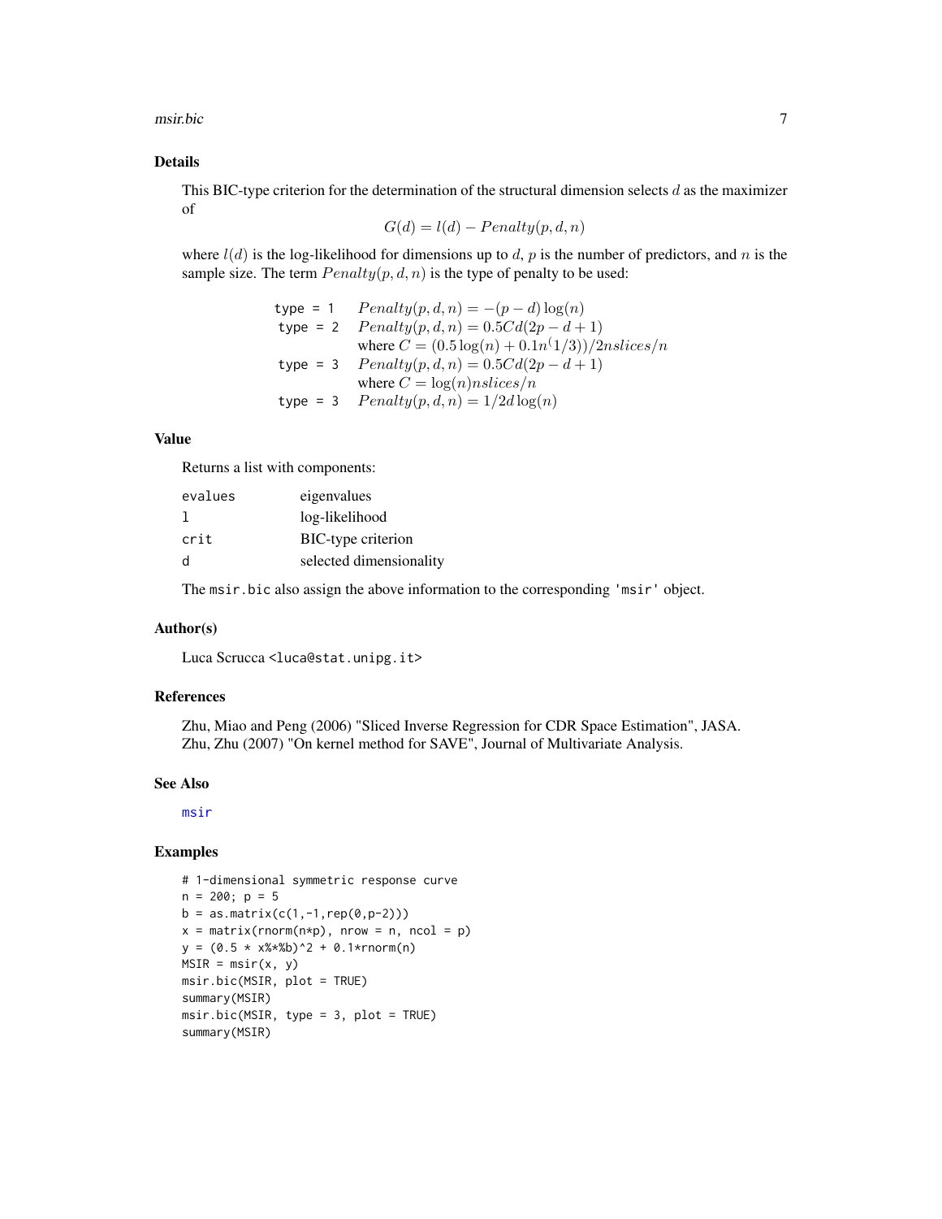## Details

This BIC-type criterion for the determination of the structural dimension selects $d$ as the maximizer of

$$G(d) = l(d) - Penalty(p, d, n)$$

where $l(d)$ is the log-likelihood for dimensions up to $d$, $p$ is the number of predictors, and $n$ is the sample size. The term $Penalty(p, d, n)$ is the type of penalty to be used:

| | |
|---|---|
| `type = 1` | $Penalty(p, d, n) = -(p - d)\log(n)$ |
| `type = 2` | $Penalty(p, d, n) = 0.5Cd(2p - d + 1)$ where $C = (0.5\log(n) + 0.1n^(1/3))/2nslices/n$ |
| `type = 3` | $Penalty(p, d, n) = 0.5Cd(2p - d + 1)$ where $C = \log(n)nslices/n$ |
| `type = 3` | $Penalty(p, d, n) = 1/2d\log(n)$ |

## Value

Returns a list with components:

| | |
|---|---|
| `evalues` | eigenvalues |
| `l` | log-likelihood |
| `crit` | BIC-type criterion |
| `d` | selected dimensionality |

The `msir.bic` also assign the above information to the corresponding `'msir'` object.

## Author(s)

Luca Scrucca <luca@stat.unipg.it>

## References

Zhu, Miao and Peng (2006) "Sliced Inverse Regression for CDR Space Estimation", JASA.
Zhu, Zhu (2007) "On kernel method for SAVE", Journal of Multivariate Analysis.

## See Also

msir

## Examples

```
# 1-dimensional symmetric response curve
n = 200; p = 5
b = as.matrix(c(1,-1,rep(0,p-2)))
x = matrix(rnorm(n*p), nrow = n, ncol = p)
y = (0.5 * x%*%b)^2 + 0.1*rnorm(n)
MSIR = msir(x, y)
msir.bic(MSIR, plot = TRUE)
summary(MSIR)
msir.bic(MSIR, type = 3, plot = TRUE)
summary(MSIR)
```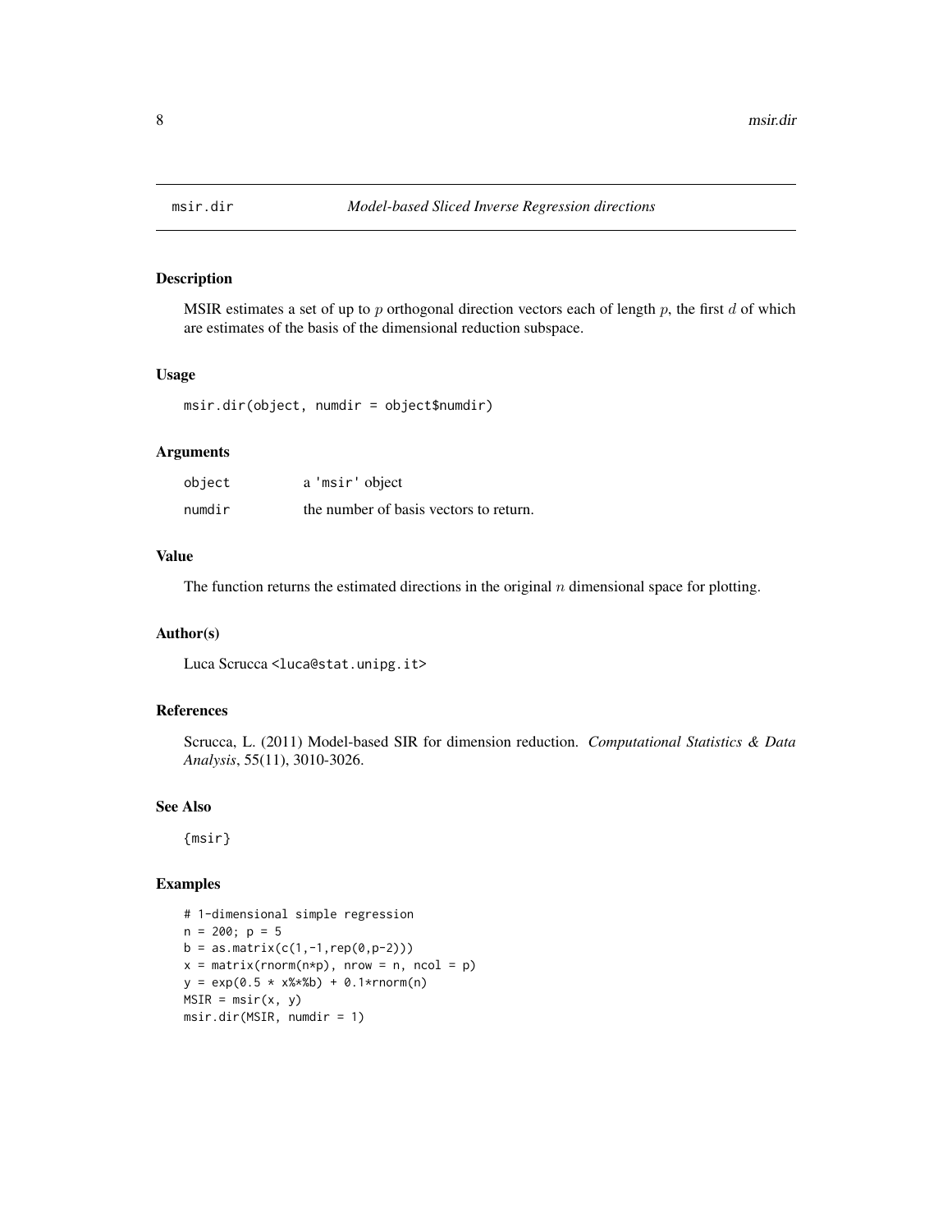# msir.dir *Model-based Sliced Inverse Regression directions*

## Description

MSIR estimates a set of up to $p$ orthogonal direction vectors each of length $p$, the first $d$ of which are estimates of the basis of the dimensional reduction subspace.

## Usage

```
msir.dir(object, numdir = object$numdir)
```

## Arguments

| | |
|---|---|
| `object` | a 'msir' object |
| `numdir` | the number of basis vectors to return. |

## Value

The function returns the estimated directions in the original $n$ dimensional space for plotting.

## Author(s)

Luca Scrucca <luca@stat.unipg.it>

## References

Scrucca, L. (2011) Model-based SIR for dimension reduction. *Computational Statistics & Data Analysis*, 55(11), 3010-3026.

## See Also

{msir}

## Examples

```
# 1-dimensional simple regression
n = 200; p = 5
b = as.matrix(c(1,-1,rep(0,p-2)))
x = matrix(rnorm(n*p), nrow = n, ncol = p)
y = exp(0.5 * x%*%b) + 0.1*rnorm(n)
MSIR = msir(x, y)
msir.dir(MSIR, numdir = 1)
```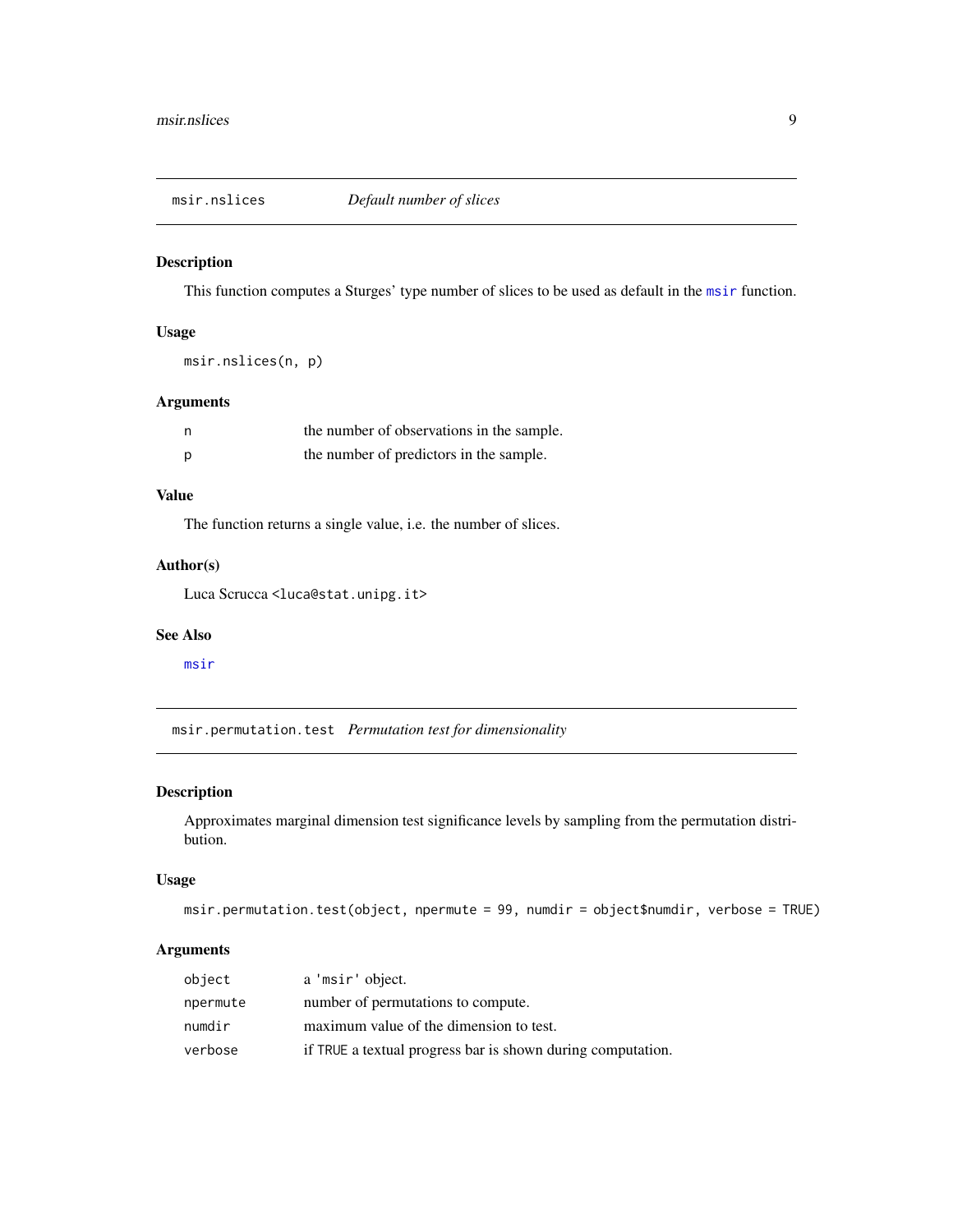## msir.nslices *Default number of slices*

### Description

This function computes a Sturges' type number of slices to be used as default in the `msir` function.

### Usage

```
msir.nslices(n, p)
```

### Arguments

| | |
|---|---|
| `n` | the number of observations in the sample. |
| `p` | the number of predictors in the sample. |

### Value

The function returns a single value, i.e. the number of slices.

### Author(s)

Luca Scrucca <luca@stat.unipg.it>

### See Also

`msir`

## msir.permutation.test *Permutation test for dimensionality*

### Description

Approximates marginal dimension test significance levels by sampling from the permutation distribution.

### Usage

```
msir.permutation.test(object, npermute = 99, numdir = object$numdir, verbose = TRUE)
```

### Arguments

| | |
|---|---|
| `object` | a 'msir' object. |
| `npermute` | number of permutations to compute. |
| `numdir` | maximum value of the dimension to test. |
| `verbose` | if TRUE a textual progress bar is shown during computation. |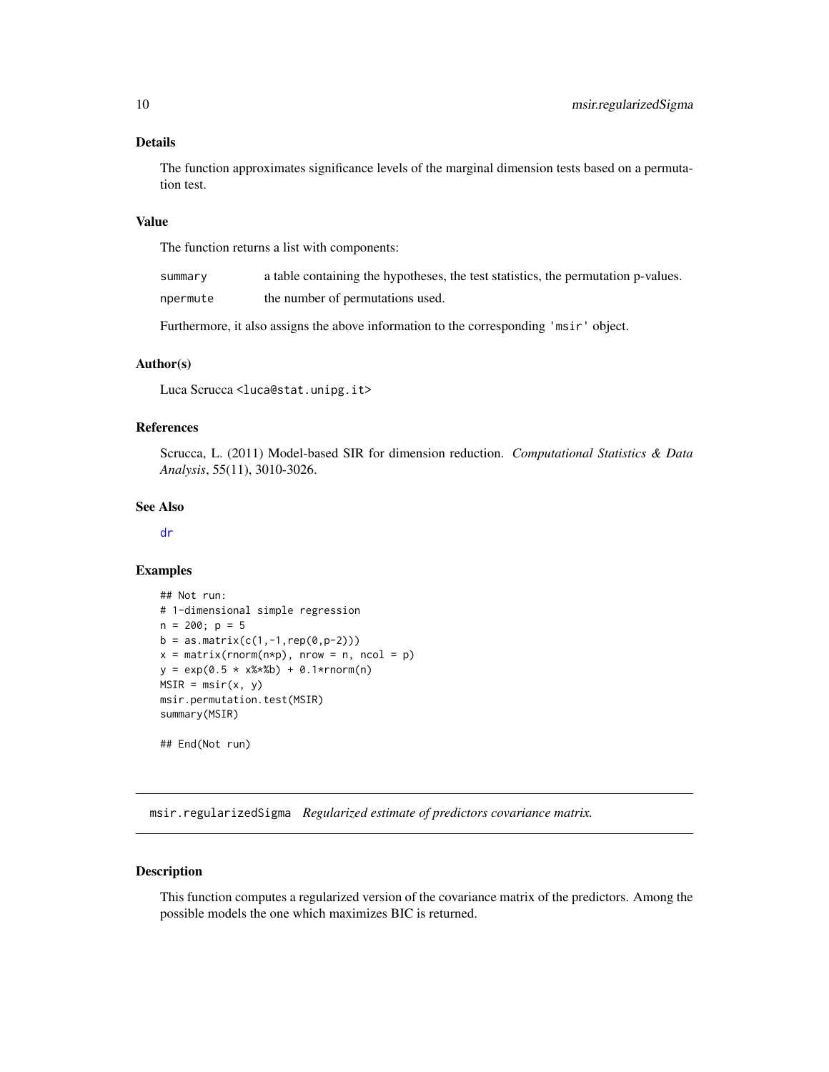## Details

The function approximates significance levels of the marginal dimension tests based on a permutation test.

## Value

The function returns a list with components:

| | |
|---|---|
| summary | a table containing the hypotheses, the test statistics, the permutation p-values. |
| npermute | the number of permutations used. |

Furthermore, it also assigns the above information to the corresponding 'msir' object.

## Author(s)

Luca Scrucca <luca@stat.unipg.it>

## References

Scrucca, L. (2011) Model-based SIR for dimension reduction. *Computational Statistics & Data Analysis*, 55(11), 3010-3026.

## See Also

dr

## Examples

```
## Not run:
# 1-dimensional simple regression
n = 200; p = 5
b = as.matrix(c(1,-1,rep(0,p-2)))
x = matrix(rnorm(n*p), nrow = n, ncol = p)
y = exp(0.5 * x%*%b) + 0.1*rnorm(n)
MSIR = msir(x, y)
msir.permutation.test(MSIR)
summary(MSIR)

## End(Not run)
```

---

# msir.regularizedSigma *Regularized estimate of predictors covariance matrix.*

## Description

This function computes a regularized version of the covariance matrix of the predictors. Among the possible models the one which maximizes BIC is returned.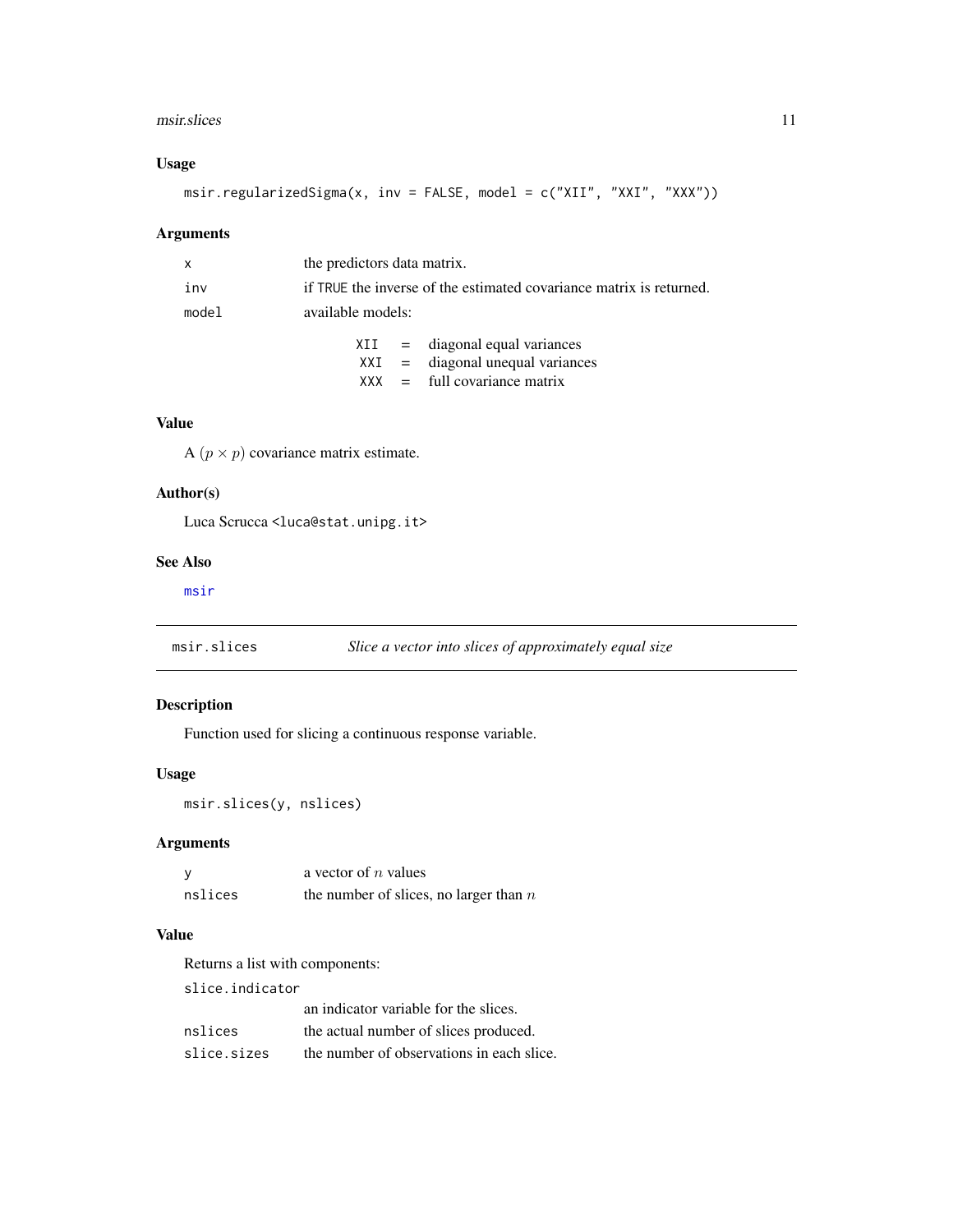### Usage

```
msir.regularizedSigma(x, inv = FALSE, model = c("XII", "XXI", "XXX"))
```

### Arguments

| | |
|---|---|
| `x` | the predictors data matrix. |
| `inv` | if `TRUE` the inverse of the estimated covariance matrix is returned. |
| `model` | available models: |

| | | |
|---|---|---|
| `XII` | = | diagonal equal variances |
| `XXI` | = | diagonal unequal variances |
| `XXX` | = | full covariance matrix |

### Value

A $(p \times p)$ covariance matrix estimate.

### Author(s)

Luca Scrucca <luca@stat.unipg.it>

### See Also

msir

---

## msir.slices — *Slice a vector into slices of approximately equal size*

---

### Description

Function used for slicing a continuous response variable.

### Usage

```
msir.slices(y, nslices)
```

### Arguments

| | |
|---|---|
| `y` | a vector of $n$ values |
| `nslices` | the number of slices, no larger than $n$ |

### Value

Returns a list with components:

| | |
|---|---|
| `slice.indicator` | an indicator variable for the slices. |
| `nslices` | the actual number of slices produced. |
| `slice.sizes` | the number of observations in each slice. |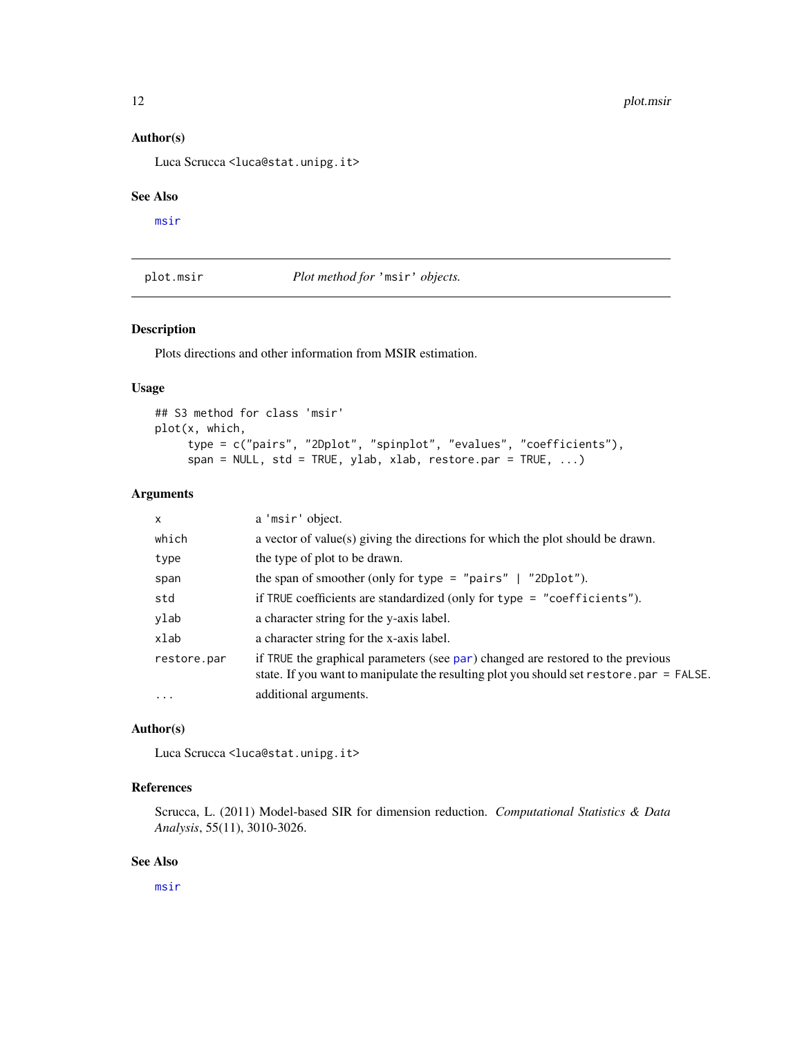### Author(s)

Luca Scrucca <luca@stat.unipg.it>

### See Also

msir

---

## plot.msir — *Plot method for 'msir' objects.*

---

### Description

Plots directions and other information from MSIR estimation.

### Usage

```
## S3 method for class 'msir'
plot(x, which,
     type = c("pairs", "2Dplot", "spinplot", "evalues", "coefficients"),
     span = NULL, std = TRUE, ylab, xlab, restore.par = TRUE, ...)
```

### Arguments

| | |
|---|---|
| `x` | a 'msir' object. |
| `which` | a vector of value(s) giving the directions for which the plot should be drawn. |
| `type` | the type of plot to be drawn. |
| `span` | the span of smoother (only for `type = "pairs" \| "2Dplot"`). |
| `std` | if `TRUE` coefficients are standardized (only for `type = "coefficients"`). |
| `ylab` | a character string for the y-axis label. |
| `xlab` | a character string for the x-axis label. |
| `restore.par` | if `TRUE` the graphical parameters (see `par`) changed are restored to the previous state. If you want to manipulate the resulting plot you should set `restore.par = FALSE`. |
| `...` | additional arguments. |

### Author(s)

Luca Scrucca <luca@stat.unipg.it>

### References

Scrucca, L. (2011) Model-based SIR for dimension reduction. *Computational Statistics & Data Analysis*, 55(11), 3010-3026.

### See Also

msir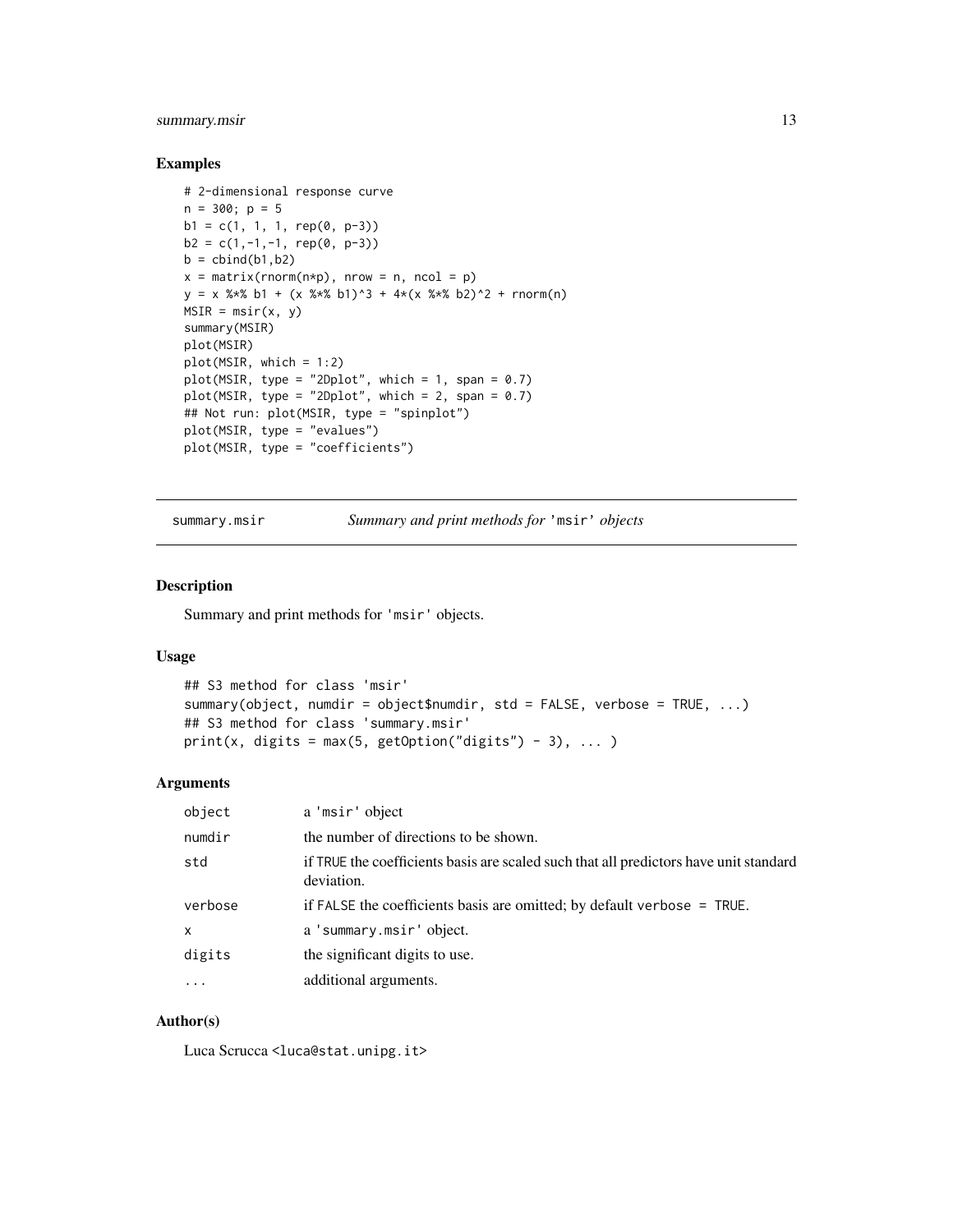## Examples

```
# 2-dimensional response curve
n = 300; p = 5
b1 = c(1, 1, 1, rep(0, p-3))
b2 = c(1,-1,-1, rep(0, p-3))
b = cbind(b1,b2)
x = matrix(rnorm(n*p), nrow = n, ncol = p)
y = x %*% b1 + (x %*% b1)^3 + 4*(x %*% b2)^2 + rnorm(n)
MSIR = msir(x, y)
summary(MSIR)
plot(MSIR)
plot(MSIR, which = 1:2)
plot(MSIR, type = "2Dplot", which = 1, span = 0.7)
plot(MSIR, type = "2Dplot", which = 2, span = 0.7)
## Not run: plot(MSIR, type = "spinplot")
plot(MSIR, type = "evalues")
plot(MSIR, type = "coefficients")
```

---

# summary.msir — *Summary and print methods for* 'msir' *objects*

## Description

Summary and print methods for 'msir' objects.

## Usage

```
## S3 method for class 'msir'
summary(object, numdir = object$numdir, std = FALSE, verbose = TRUE, ...)
## S3 method for class 'summary.msir'
print(x, digits = max(5, getOption("digits") - 3), ... )
```

## Arguments

| | |
|---|---|
| object | a 'msir' object |
| numdir | the number of directions to be shown. |
| std | if TRUE the coefficients basis are scaled such that all predictors have unit standard deviation. |
| verbose | if FALSE the coefficients basis are omitted; by default verbose = TRUE. |
| x | a 'summary.msir' object. |
| digits | the significant digits to use. |
| ... | additional arguments. |

## Author(s)

Luca Scrucca <luca@stat.unipg.it>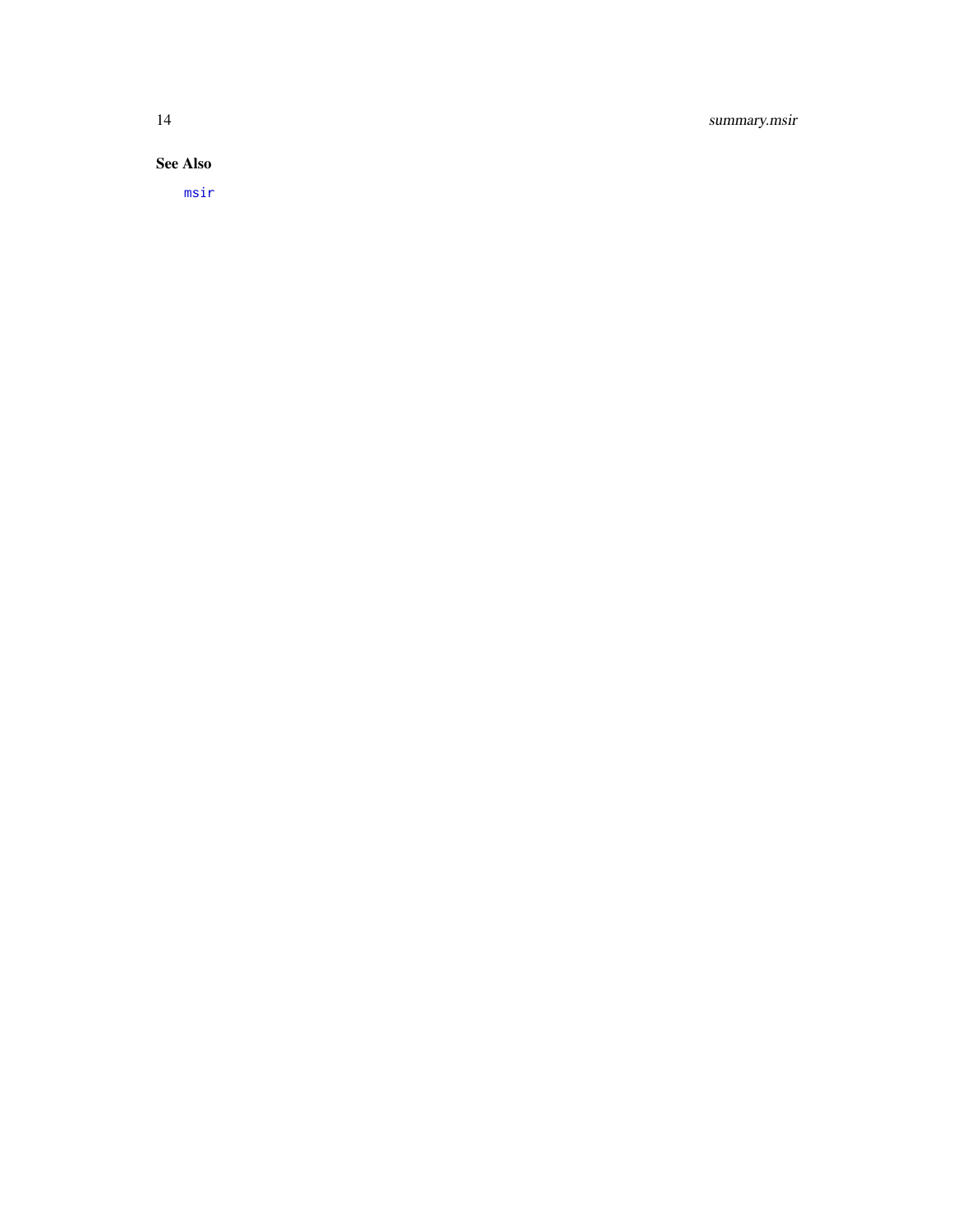### See Also

msir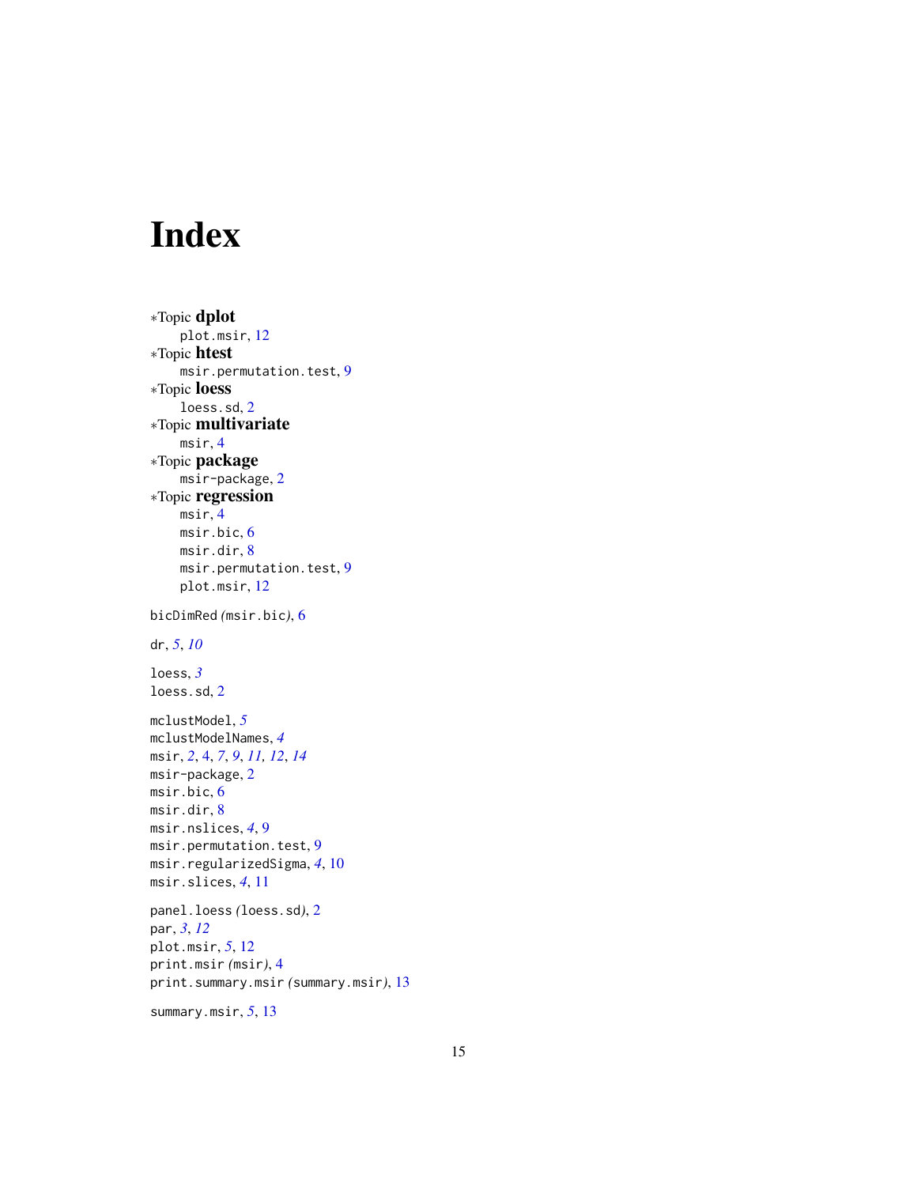# Index

*Topic **dplot**
  plot.msir, 12
*Topic **htest**
  msir.permutation.test, 9
*Topic **loess**
  loess.sd, 2
*Topic **multivariate**
  msir, 4
*Topic **package**
  msir-package, 2
*Topic **regression**
  msir, 4
  msir.bic, 6
  msir.dir, 8
  msir.permutation.test, 9
  plot.msir, 12

bicDimRed *(*msir.bic*)*, 6

dr, *5*, *10*

loess, *3*
loess.sd, 2

mclustModel, *5*
mclustModelNames, *4*
msir, *2*, 4, *7*, *9*, *11, 12*, *14*
msir-package, 2
msir.bic, 6
msir.dir, 8
msir.nslices, *4*, 9
msir.permutation.test, 9
msir.regularizedSigma, *4*, 10
msir.slices, *4*, 11

panel.loess *(*loess.sd*)*, 2
par, *3*, *12*
plot.msir, *5*, 12
print.msir *(*msir*)*, 4
print.summary.msir *(*summary.msir*)*, 13

summary.msir, *5*, 13